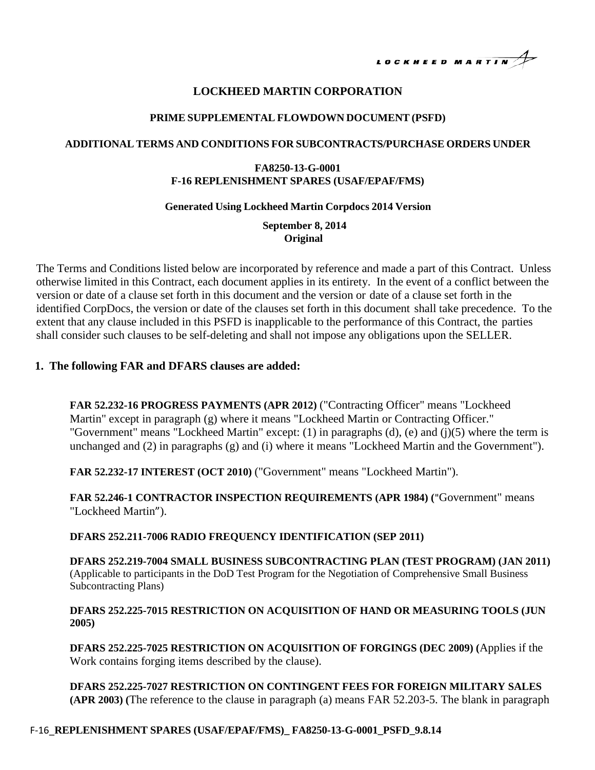# LOCKHEED MARTIN CORPORATION

## PRIME SUPPLEMENTAL FLOWDOWN DOCUMENT (PSFD)

### ADDITIONAL TERMS AND CONDITIONS FOR SUBCONTRACTS/PURCHASE ORDERS UNDER

**FA8250-13-G-0001**
**F-16 REPLENISHMENT SPARES (USAF/EPAF/FMS)**

**Generated Using Lockheed Martin Corpdocs 2014 Version**

**September 8, 2014**
**Original**

The Terms and Conditions listed below are incorporated by reference and made a part of this Contract. Unless otherwise limited in this Contract, each document applies in its entirety. In the event of a conflict between the version or date of a clause set forth in this document and the version or date of a clause set forth in the identified CorpDocs, the version or date of the clauses set forth in this document shall take precedence. To the extent that any clause included in this PSFD is inapplicable to the performance of this Contract, the parties shall consider such clauses to be self-deleting and shall not impose any obligations upon the SELLER.

## 1. The following FAR and DFARS clauses are added:

**FAR 52.232-16 PROGRESS PAYMENTS (APR 2012)** ("Contracting Officer" means "Lockheed Martin" except in paragraph (g) where it means "Lockheed Martin or Contracting Officer." "Government" means "Lockheed Martin" except: (1) in paragraphs (d), (e) and (j)(5) where the term is unchanged and (2) in paragraphs (g) and (i) where it means "Lockheed Martin and the Government").

**FAR 52.232-17 INTEREST (OCT 2010)** ("Government" means "Lockheed Martin").

**FAR 52.246-1 CONTRACTOR INSPECTION REQUIREMENTS (APR 1984) (**"Government" means "Lockheed Martin").

**DFARS 252.211-7006 RADIO FREQUENCY IDENTIFICATION (SEP 2011)**

**DFARS 252.219-7004 SMALL BUSINESS SUBCONTRACTING PLAN (TEST PROGRAM) (JAN 2011)** (Applicable to participants in the DoD Test Program for the Negotiation of Comprehensive Small Business Subcontracting Plans)

**DFARS 252.225-7015 RESTRICTION ON ACQUISITION OF HAND OR MEASURING TOOLS (JUN 2005)**

**DFARS 252.225-7025 RESTRICTION ON ACQUISITION OF FORGINGS (DEC 2009) (**Applies if the Work contains forging items described by the clause).

**DFARS 252.225-7027 RESTRICTION ON CONTINGENT FEES FOR FOREIGN MILITARY SALES (APR 2003) (**The reference to the clause in paragraph (a) means FAR 52.203-5. The blank in paragraph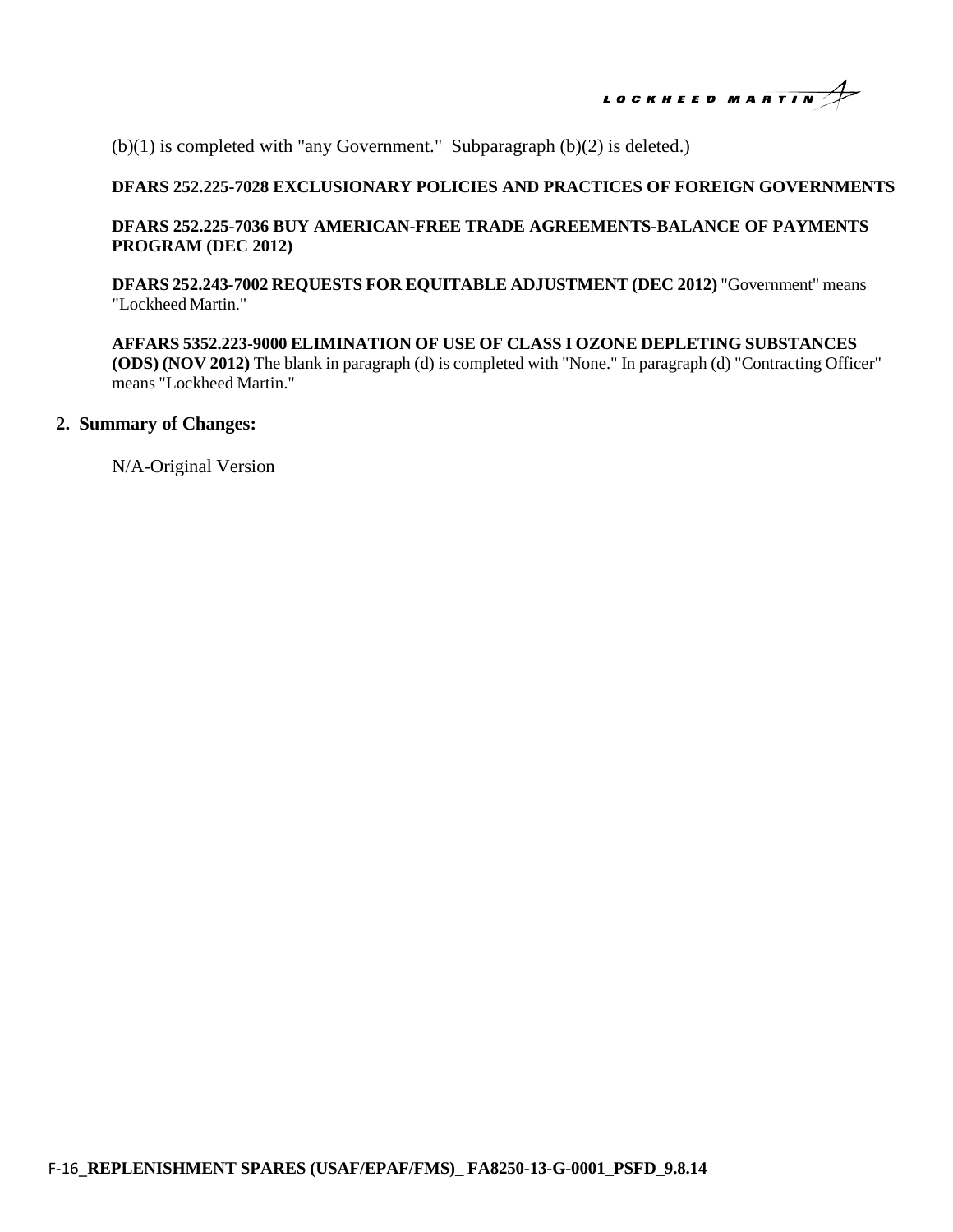(b)(1) is completed with "any Government." Subparagraph (b)(2) is deleted.)

**DFARS 252.225-7028 EXCLUSIONARY POLICIES AND PRACTICES OF FOREIGN GOVERNMENTS**

**DFARS 252.225-7036 BUY AMERICAN-FREE TRADE AGREEMENTS-BALANCE OF PAYMENTS PROGRAM (DEC 2012)**

**DFARS 252.243-7002 REQUESTS FOR EQUITABLE ADJUSTMENT (DEC 2012)** "Government" means "Lockheed Martin."

**AFFARS 5352.223-9000 ELIMINATION OF USE OF CLASS I OZONE DEPLETING SUBSTANCES (ODS) (NOV 2012)** The blank in paragraph (d) is completed with "None." In paragraph (d) "Contracting Officer" means "Lockheed Martin."

## 2. Summary of Changes:

N/A-Original Version